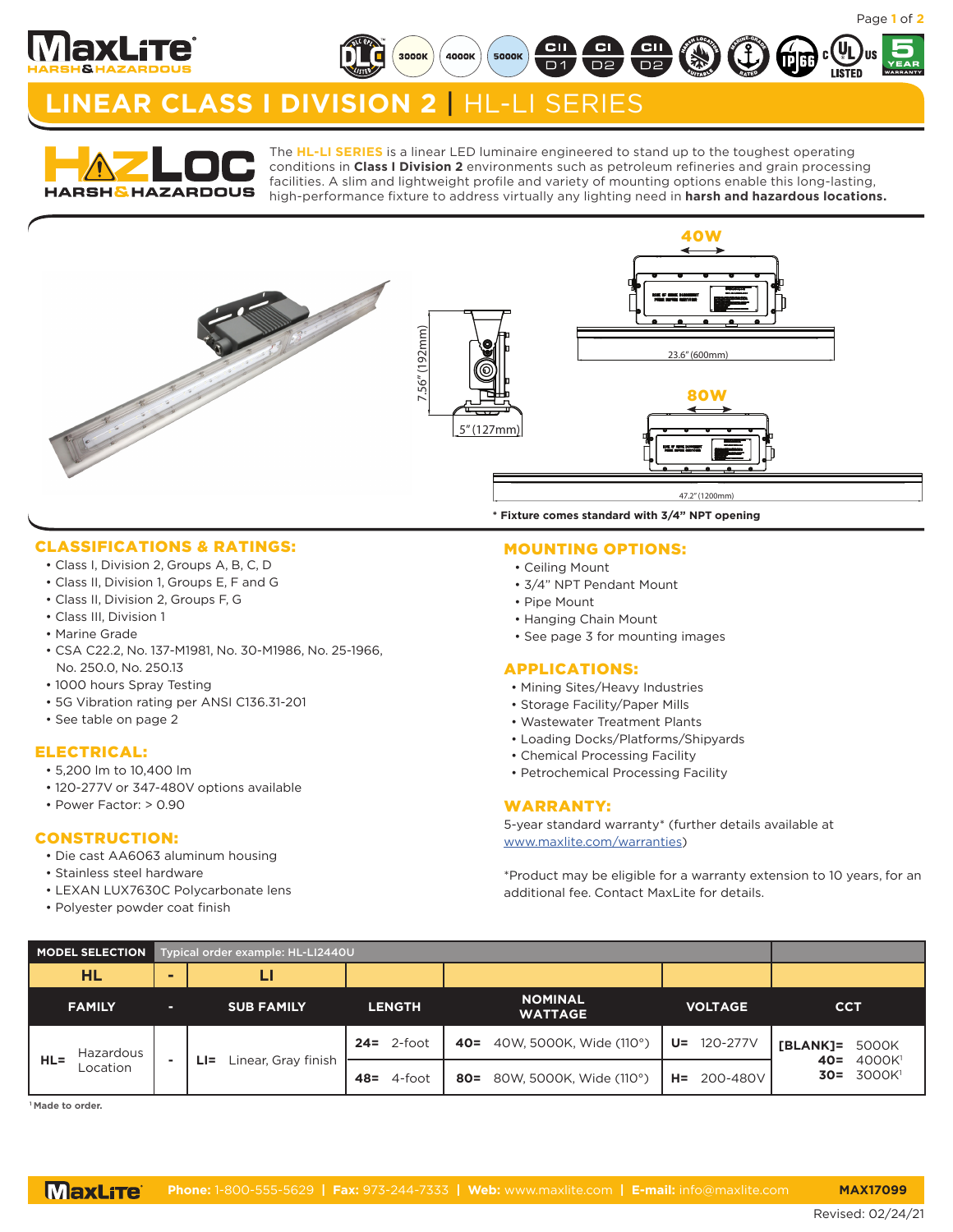# LINEAR CLASS I DIVISION 2 | HL-LI SERIES

The **HL-LI SERIES** is a linear LED luminaire engineered to stand up to the toughest operating conditions in **Class I Division 2** environments such as petroleum refineries and grain processing facilities. A slim and lightweight profile and variety of mounting options enable this long-lasting, high-performance fixture to address virtually any lighting need in **harsh and hazardous locations.**

40W — 23.6" (600mm)

80W — 47.2" (1200mm)

7.56" (192mm)

5" (127mm)

*** Fixture comes standard with 3/4" NPT opening**

## CLASSIFICATIONS & RATINGS:

- Class I, Division 2, Groups A, B, C, D
- Class II, Division 1, Groups E, F and G
- Class II, Division 2, Groups F, G
- Class III, Division 1
- Marine Grade
- CSA C22.2, No. 137-M1981, No. 30-M1986, No. 25-1966, No. 250.0, No. 250.13
- 1000 hours Spray Testing
- 5G Vibration rating per ANSI C136.31-201
- See table on page 2

## ELECTRICAL:

- 5,200 lm to 10,400 lm
- 120-277V or 347-480V options available
- Power Factor: > 0.90

## CONSTRUCTION:

- Die cast AA6063 aluminum housing
- Stainless steel hardware
- LEXAN LUX7630C Polycarbonate lens
- Polyester powder coat finish

## MOUNTING OPTIONS:

- Ceiling Mount
- 3/4" NPT Pendant Mount
- Pipe Mount
- Hanging Chain Mount
- See page 3 for mounting images

## APPLICATIONS:

- Mining Sites/Heavy Industries
- Storage Facility/Paper Mills
- Wastewater Treatment Plants
- Loading Docks/Platforms/Shipyards
- Chemical Processing Facility
- Petrochemical Processing Facility

## WARRANTY:

5-year standard warranty* (further details available at www.maxlite.com/warranties)

*Product may be eligible for a warranty extension to 10 years, for an additional fee. Contact MaxLite for details.

| MODEL SELECTION | Typical order example: HL-LI2440U | | | | | |
|---|---|---|---|---|---|---|
| HL | - | LI | | | | |
| FAMILY | - | SUB FAMILY | LENGTH | NOMINAL WATTAGE | VOLTAGE | CCT |
| HL= Hazardous Location | - | LI= Linear, Gray finish | 24= 2-foot | 40= 40W, 5000K, Wide (110°) | U= 120-277V | [BLANK]= 5000K<br>40= 4000K[1]<br>30= 3000K[1] |
| | | | 48= 4-foot | 80= 80W, 5000K, Wide (110°) | H= 200-480V | |

[1] Made to order.

**Phone:** 1-800-555-5629 | **Fax:** 973-244-7333 | **Web:** www.maxlite.com | **E-mail:** info@maxlite.com

MAX17099

Revised: 02/24/21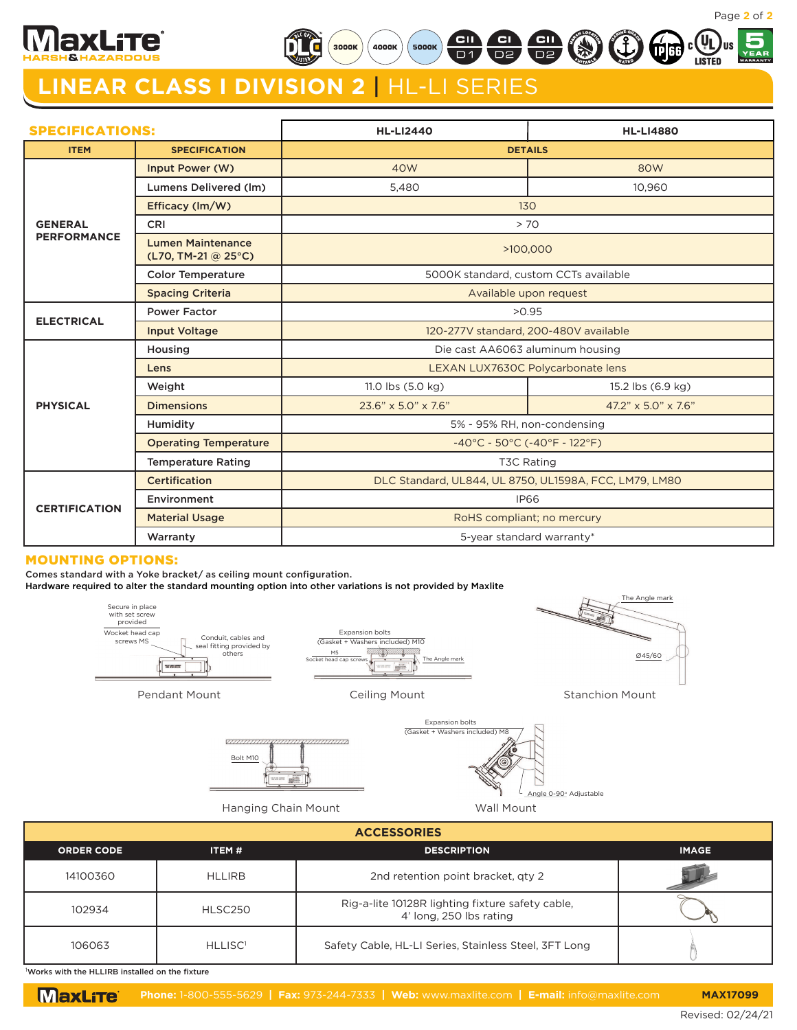# LINEAR CLASS I DIVISION 2 | HL-LI SERIES

## SPECIFICATIONS:

| ITEM | SPECIFICATION | HL-LI2440 | HL-LI4880 |
|---|---|---|---|
| | | DETAILS | |
| GENERAL PERFORMANCE | Input Power (W) | 40W | 80W |
| | Lumens Delivered (lm) | 5,480 | 10,960 |
| | Efficacy (lm/W) | 130 | |
| | CRI | > 70 | |
| | Lumen Maintenance (L70, TM-21 @ 25°C) | >100,000 | |
| | Color Temperature | 5000K standard, custom CCTs available | |
| | Spacing Criteria | Available upon request | |
| ELECTRICAL | Power Factor | >0.95 | |
| | Input Voltage | 120-277V standard, 200-480V available | |
| PHYSICAL | Housing | Die cast AA6063 aluminum housing | |
| | Lens | LEXAN LUX7630C Polycarbonate lens | |
| | Weight | 11.0 lbs (5.0 kg) | 15.2 lbs (6.9 kg) |
| | Dimensions | 23.6" x 5.0" x 7.6" | 47.2" x 5.0" x 7.6" |
| | Humidity | 5% - 95% RH, non-condensing | |
| | Operating Temperature | -40°C - 50°C (-40°F - 122°F) | |
| | Temperature Rating | T3C Rating | |
| CERTIFICATION | Certification | DLC Standard, UL844, UL 8750, UL1598A, FCC, LM79, LM80 | |
| | Environment | IP66 | |
| | Material Usage | RoHS compliant; no mercury | |
| | Warranty | 5-year standard warranty* | |

## MOUNTING OPTIONS:

Comes standard with a Yoke bracket/ as ceiling mount configuration.
Hardware required to alter the standard mounting option into other variations is not provided by Maxlite

Secure in place with set screw provided
Wocket head cap screws M5
Conduit, cables and seal fitting provided by others

Pendant Mount

Expansion bolts (Gasket + Washers included) M10
M5 Socket head cap screws
The Angle mark

Ceiling Mount

The Angle mark
Ø45/60

Stanchion Mount

Bolt M10

Hanging Chain Mount

Expansion bolts (Gasket + Washers included) M8
Angle 0-90° Adjustable

Wall Mount

## ACCESSORIES

| ORDER CODE | ITEM # | DESCRIPTION | IMAGE |
|---|---|---|---|
| 14100360 | HLLIRB | 2nd retention point bracket, qty 2 | |
| 102934 | HLSC250 | Rig-a-lite 10128R lighting fixture safety cable, 4' long, 250 lbs rating | |
| 106063 | HLLISC[1] | Safety Cable, HL-LI Series, Stainless Steel, 3FT Long | |

[1]Works with the HLLIRB installed on the fixture

Phone: 1-800-555-5629 | Fax: 973-244-7333 | Web: www.maxlite.com | E-mail: info@maxlite.com

MAX17099

Revised: 02/24/21